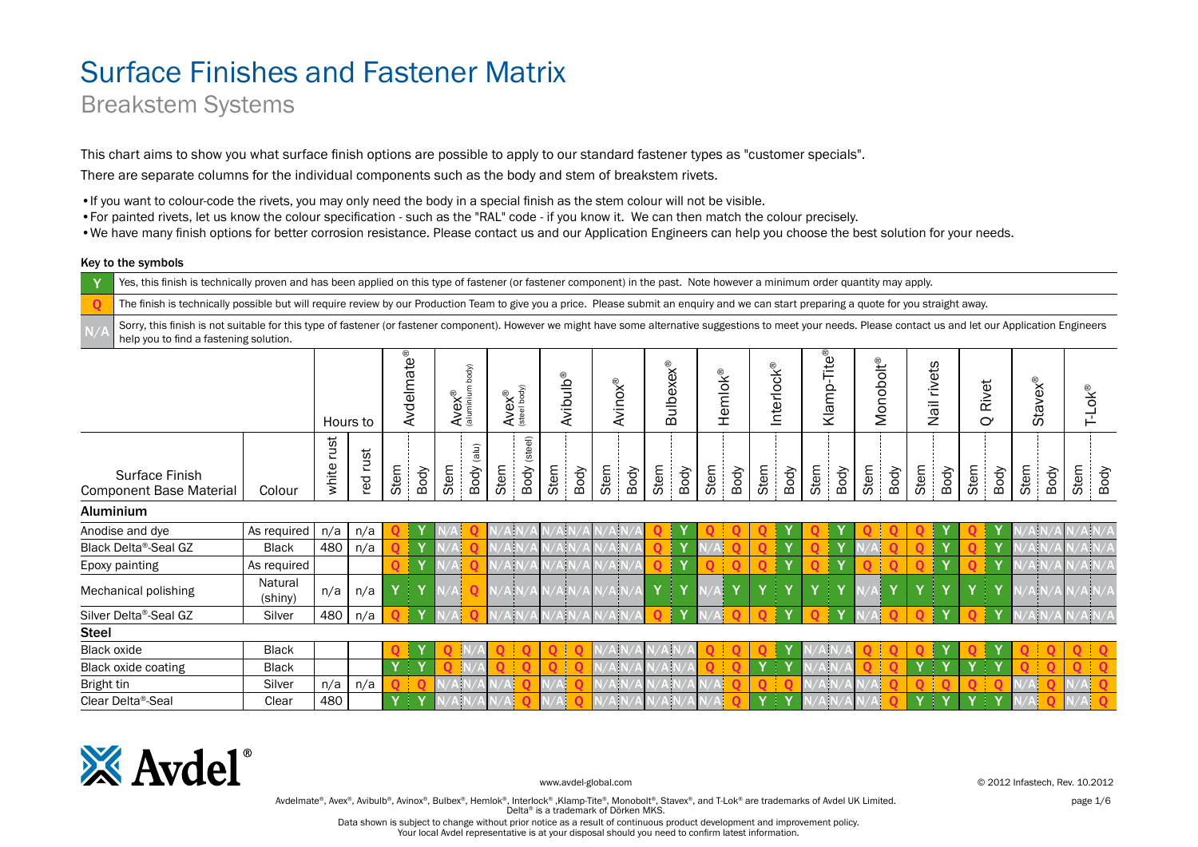# Surface Finishes and Fastener Matrix

## Breakstem Systems

This chart aims to show you what surface finish options are possible to apply to our standard fastener types as "customer specials".

There are separate columns for the individual components such as the body and stem of breakstem rivets.

- If you want to colour-code the rivets, you may only need the body in a special finish as the stem colour will not be visible.
- For painted rivets, let us know the colour specification - such as the "RAL" code - if you know it. We can then match the colour precisely.
- We have many finish options for better corrosion resistance. Please contact us and our Application Engineers can help you choose the best solution for your needs.

**Key to the symbols**

| Symbol | Meaning |
|---|---|
| Y | Yes, this finish is technically proven and has been applied on this type of fastener (or fastener component) in the past. Note however a minimum order quantity may apply. |
| Q | The finish is technically possible but will require review by our Production Team to give you a price. Please submit an enquiry and we can start preparing a quote for you straight away. |
| N/A | Sorry, this finish is not suitable for this type of fastener (or fastener component). However we might have some alternative suggestions to meet your needs. Please contact us and let our Application Engineers help you to find a fastening solution. |

| | | Hours to | | Avdelmate® | | Avex® (aluminium body) | | Avex® (steel body) | | Avibulb® | | Avinox® | | Bulbexex® | | Hemlok® | | Interlock® | | Klamp-Tite® | | Monobolt® | | Nail rivets | | Q Rivet | | Stavex® | | T-Lok® | |
|---|---|---|---|---|---|---|---|---|---|---|---|---|---|---|---|---|---|---|---|---|---|---|---|---|---|---|---|---|---|---|---|
| Surface Finish / Component Base Material | Colour | white rust | red rust | Stem | Body | Stem | Body (alu) | Stem | Body (steel) | Stem | Body | Stem | Body | Stem | Body | Stem | Body | Stem | Body | Stem | Body | Stem | Body | Stem | Body | Stem | Body | Stem | Body | Stem | Body |
| **Aluminium** | | | | | | | | | | | | | | | | | | | | | | | | | | | | | | | |
| Anodise and dye | As required | n/a | n/a | Q | Y | N/A | Q | N/A | N/A | N/A | N/A | N/A | N/A | Q | Y | Q | Q | Q | Y | Q | Y | Q | Q | Q | Y | Q | Y | N/A | N/A | N/A | N/A |
| Black Delta®-Seal GZ | Black | 480 | n/a | Q | Y | N/A | Q | N/A | N/A | N/A | N/A | N/A | N/A | Q | Y | N/A | Q | Q | Y | Q | Y | N/A | Q | Q | Y | Q | Y | N/A | N/A | N/A | N/A |
| Epoxy painting | As required | | | Q | Y | N/A | Q | N/A | N/A | N/A | N/A | N/A | N/A | Q | Y | Q | Q | Q | Y | Q | Y | Q | Q | Q | Y | Q | Y | N/A | N/A | N/A | N/A |
| Mechanical polishing | Natural (shiny) | n/a | n/a | Y | Y | N/A | Q | N/A | N/A | N/A | N/A | N/A | N/A | Y | Y | N/A | Y | Y | Y | Y | Y | N/A | Y | Y | Y | Y | Y | N/A | N/A | N/A | N/A |
| Silver Delta®-Seal GZ | Silver | 480 | n/a | Q | Y | N/A | Q | N/A | N/A | N/A | N/A | N/A | N/A | Q | Y | N/A | Q | Q | Y | Q | Y | N/A | Q | Q | Y | Q | Y | N/A | N/A | N/A | N/A |
| **Steel** | | | | | | | | | | | | | | | | | | | | | | | | | | | | | | | |
| Black oxide | Black | | | Q | Y | Q | N/A | Q | Q | Q | Q | N/A | N/A | N/A | N/A | Q | Q | Q | Y | N/A | N/A | Q | Q | Q | Y | Q | Y | Q | Q | Q | Q |
| Black oxide coating | Black | | | Y | Y | Q | N/A | Q | Q | Q | Q | N/A | N/A | N/A | N/A | Q | Q | Y | Y | N/A | N/A | Q | Q | Y | Y | Y | Y | Q | Q | Q | Q |
| Bright tin | Silver | n/a | n/a | Q | Q | N/A | N/A | N/A | Q | N/A | Q | N/A | N/A | N/A | N/A | N/A | Q | Q | Q | N/A | N/A | N/A | Q | Q | Q | Q | Q | N/A | Q | N/A | Q |
| Clear Delta®-Seal | Clear | 480 | | Y | Y | N/A | N/A | N/A | Q | N/A | Q | N/A | N/A | N/A | N/A | N/A | Q | Y | Y | N/A | N/A | N/A | Q | Y | Y | Y | Y | N/A | Q | N/A | Q |

Avdel®

www.avdel-global.com

© 2012 Infastech, Rev. 10.2012

Avdelmate®, Avex®, Avibulb®, Avinox®, Bulbex®, Hemlok®, Interlock®, Klamp-Tite®, Monobolt®, Stavex®, and T-Lok® are trademarks of Avdel UK Limited.
Delta® is a trademark of Dörken MKS.

Data shown is subject to change without prior notice as a result of continuous product development and improvement policy.
Your local Avdel representative is at your disposal should you need to confirm latest information.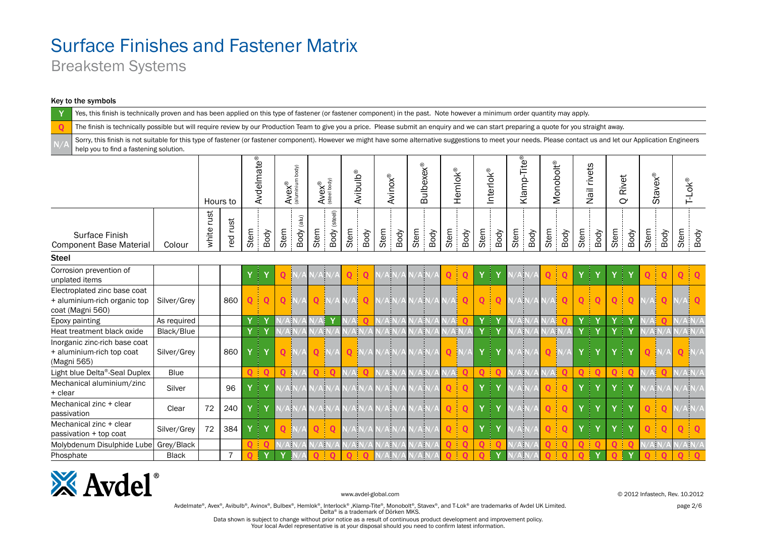# Surface Finishes and Fastener Matrix

## Breakstem Systems

**Key to the symbols**

| Symbol | Meaning |
|---|---|
| Y | Yes, this finish is technically proven and has been applied on this type of fastener (or fastener component) in the past. Note however a minimum order quantity may apply. |
| Q | The finish is technically possible but will require review by our Production Team to give you a price. Please submit an enquiry and we can start preparing a quote for you straight away. |
| N/A | Sorry, this finish is not suitable for this type of fastener (or fastener component). However we might have some alternative suggestions to meet your needs. Please contact us and let our Application Engineers help you to find a fastening solution. |

| | | Hours to | | Avdelmate® | | Avex® (aluminium body) | | Avex® (steel body) | | Avibulb® | | Avinox® | | Bulbexex® | | Hemlok® | | Interlok® | | Klamp-Tite® | | Monobolt® | | Nail rivets | | Q Rivet | | Stavex® | | T-Lok® | |
|---|---|---|---|---|---|---|---|---|---|---|---|---|---|---|---|---|---|---|---|---|---|---|---|---|---|---|---|---|---|---|---|
| Surface Finish Component Base Material | Colour | white rust | red rust | Stem | Body | Stem | Body (alu) | Stem | Body (steel) | Stem | Body | Stem | Body | Stem | Body | Stem | Body | Stem | Body | Stem | Body | Stem | Body | Stem | Body | Stem | Body | Stem | Body | Stem | Body |
| **Steel** | | | | | | | | | | | | | | | | | | | | | | | | | | | | | | | |
| Corrosion prevention of unplated items | | | | Y | Y | Q | N/A | N/A | N/A | Q | Q | N/A | N/A | N/A | N/A | Q | Q | Y | Y | N/A | N/A | Q | Q | Y | Y | Y | Y | Q | Q | Q | Q |
| Electroplated zinc base coat + aluminium-rich organic top coat (Magni 560) | Silver/Grey | | 860 | Q | Q | Q | N/A | Q | N/A | N/A | Q | N/A | N/A | N/A | N/A | N/A | Q | Q | Q | N/A | N/A | N/A | Q | Q | Q | Q | Q | N/A | Q | N/A | Q |
| Epoxy painting | As required | | | Y | Y | N/A | N/A | N/A | Y | N/A | Q | N/A | N/A | N/A | N/A | N/A | Q | Y | Y | N/A | N/A | N/A | Q | Y | Y | Y | Y | N/A | Q | N/A | N/A |
| Heat treatment black oxide | Black/Blue | | | Y | Y | N/A | N/A | N/A | N/A | N/A | N/A | N/A | N/A | N/A | N/A | N/A | N/A | Y | Y | N/A | N/A | N/A | N/A | Y | Y | Y | Y | N/A | N/A | N/A | N/A |
| Inorganic zinc-rich base coat + aluminium-rich top coat (Magni 565) | Silver/Grey | | 860 | Y | Y | Q | N/A | Q | N/A | Q | N/A | N/A | N/A | N/A | N/A | Q | N/A | Y | Y | N/A | N/A | Q | N/A | Y | Y | Y | Y | Q | N/A | Q | N/A |
| Light blue Delta®-Seal Duplex | Blue | | | Q | Q | Q | N/A | Q | Q | N/A | Q | N/A | N/A | N/A | N/A | N/A | Q | Q | Q | N/A | N/A | N/A | Q | Q | Q | Q | Q | N/A | Q | N/A | N/A |
| Mechanical aluminium/zinc + clear | Silver | | 96 | Y | Y | N/A | N/A | N/A | N/A | N/A | N/A | N/A | N/A | N/A | N/A | Q | Q | Y | Y | N/A | N/A | Q | Q | Y | Y | Y | Y | N/A | N/A | N/A | N/A |
| Mechanical zinc + clear passivation | Clear | 72 | 240 | Y | Y | N/A | N/A | N/A | N/A | N/A | N/A | N/A | N/A | N/A | N/A | Q | Q | Y | Y | N/A | N/A | Q | Q | Y | Y | Y | Y | Q | Q | N/A | N/A |
| Mechanical zinc + clear passivation + top coat | Silver/Grey | 72 | 384 | Y | Y | Q | N/A | Q | Q | N/A | N/A | N/A | N/A | N/A | N/A | Q | Q | Y | Y | N/A | N/A | Q | Q | Y | Y | Y | Y | Q | Q | Q | Q |
| Molybdenum Disulphide Lube | Grey/Black | | | Q | Q | N/A | N/A | N/A | N/A | N/A | N/A | N/A | N/A | N/A | N/A | Q | Q | Q | Q | N/A | N/A | Q | Q | Q | Q | Q | Q | N/A | N/A | N/A | N/A |
| Phosphate | Black | | 7 | Q | Y | Y | N/A | Q | Q | Q | Q | N/A | N/A | N/A | N/A | Q | Q | Q | Y | N/A | N/A | Q | Q | Q | Y | Q | Y | Q | Q | Q | Q |

www.avdel-global.com

© 2012 Infastech, Rev. 10.2012

Avdelmate®, Avex®, Avibulb®, Avinox®, Bulbex®, Hemlok®, Interlock®, Klamp-Tite®, Monobolt®, Stavex®, and T-Lok® are trademarks of Avdel UK Limited.
Delta® is a trademark of Dörken MKS.

Data shown is subject to change without prior notice as a result of continuous product development and improvement policy.
Your local Avdel representative is at your disposal should you need to confirm latest information.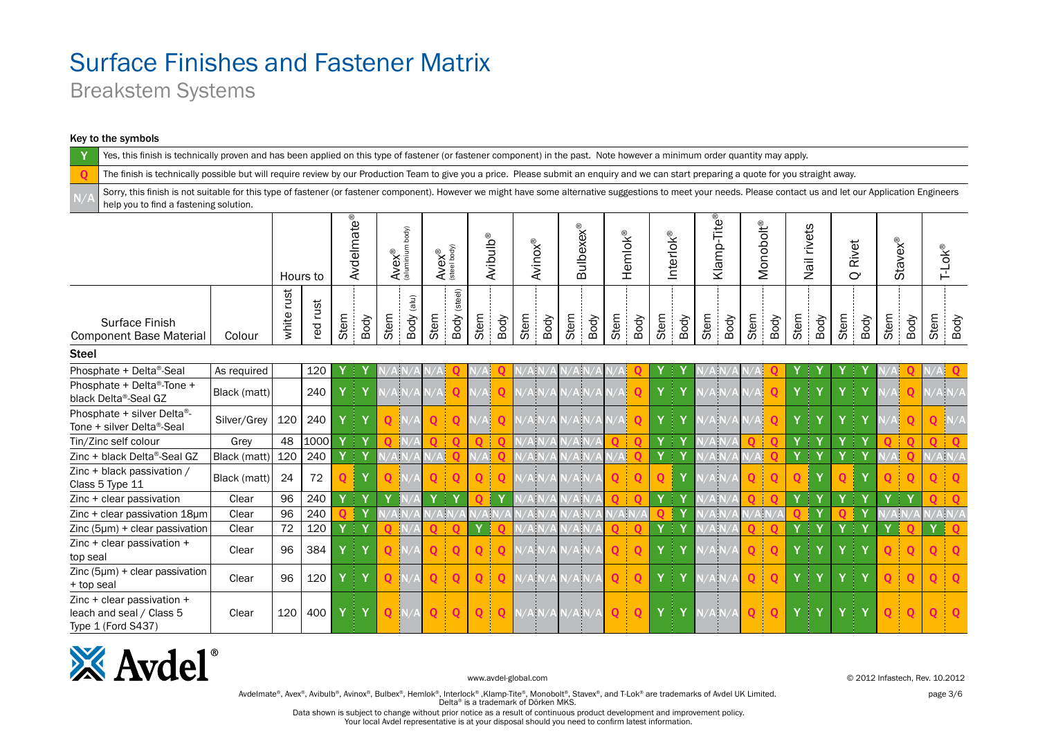# Surface Finishes and Fastener Matrix

## Breakstem Systems

**Key to the symbols**

| Symbol | Meaning |
|---|---|
| Y | Yes, this finish is technically proven and has been applied on this type of fastener (or fastener component) in the past. Note however a minimum order quantity may apply. |
| Q | The finish is technically possible but will require review by our Production Team to give you a price. Please submit an enquiry and we can start preparing a quote for you straight away. |
| N/A | Sorry, this finish is not suitable for this type of fastener (or fastener component). However we might have some alternative suggestions to meet your needs. Please contact us and let our Application Engineers help you to find a fastening solution. |

| Surface Finish Component Base Material | Colour | Hours to white rust | Hours to red rust | Avdelmate® Stem | Avdelmate® Body | Avex® (aluminium body) Stem | Avex® (aluminium body) Body (alu) | Avex® (steel body) Stem | Avex® (steel body) Body (steel) | Avibulb® Stem | Avibulb® Body | Avinox® Stem | Avinox® Body | Bulbexex® Stem | Bulbexex® Body | Hemlok® Stem | Hemlok® Body | Interlok® Stem | Interlok® Body | Klamp-Tite® Stem | Klamp-Tite® Body | Monobolt® Stem | Monobolt® Body | Nail rivets Stem | Nail rivets Body | Q Rivet Stem | Q Rivet Body | Stavex® Stem | Stavex® Body | T-Lok® Stem | T-Lok® Body |
|---|---|---|---|---|---|---|---|---|---|---|---|---|---|---|---|---|---|---|---|---|---|---|---|---|---|---|---|---|---|---|---|
| **Steel** | | | | | | | | | | | | | | | | | | | | | | | | | | | | | | | |
| Phosphate + Delta®-Seal | As required | | 120 | Y | Y | N/A | N/A | N/A | Q | N/A | Q | N/A | N/A | N/A | N/A | N/A | Q | Y | Y | N/A | N/A | N/A | Q | Y | Y | Y | Y | N/A | Q | N/A | Q |
| Phosphate + Delta®-Tone + black Delta®-Seal GZ | Black (matt) | | 240 | Y | Y | N/A | N/A | N/A | Q | N/A | Q | N/A | N/A | N/A | N/A | N/A | Q | Y | Y | N/A | N/A | N/A | Q | Y | Y | Y | Y | N/A | Q | N/A | N/A |
| Phosphate + silver Delta®-Tone + silver Delta®-Seal | Silver/Grey | 120 | 240 | Y | Y | Q | N/A | Q | Q | N/A | Q | N/A | N/A | N/A | N/A | N/A | Q | Y | Y | N/A | N/A | N/A | Q | Y | Y | Y | Y | N/A | Q | Q | N/A |
| Tin/Zinc self colour | Grey | 48 | 1000 | Y | Y | Q | N/A | Q | Q | Q | Q | N/A | N/A | N/A | N/A | Q | Q | Y | Y | N/A | N/A | Q | Q | Y | Y | Y | Y | Q | Q | Q | Q |
| Zinc + black Delta®-Seal GZ | Black (matt) | 120 | 240 | Y | Y | N/A | N/A | N/A | Q | N/A | Q | N/A | N/A | N/A | N/A | N/A | Q | Y | Y | N/A | N/A | N/A | Q | Y | Y | Y | Y | N/A | Q | N/A | N/A |
| Zinc + black passivation / Class 5 Type 11 | Black (matt) | 24 | 72 | Q | Y | Q | N/A | Q | Q | Q | Q | N/A | N/A | N/A | N/A | Q | Q | Q | Y | N/A | N/A | Q | Q | Q | Y | Q | Y | Q | Q | Q | Q |
| Zinc + clear passivation | Clear | 96 | 240 | Y | Y | Y | N/A | Y | Y | Q | Y | N/A | N/A | N/A | N/A | Q | Q | Y | Y | N/A | N/A | Q | Q | Y | Y | Y | Y | Y | Y | Q | Q |
| Zinc + clear passivation 18µm | Clear | 96 | 240 | Q | Y | N/A | N/A | N/A | N/A | N/A | N/A | N/A | N/A | N/A | N/A | N/A | N/A | Q | Y | N/A | N/A | N/A | N/A | Q | Y | Q | Y | N/A | N/A | N/A | N/A |
| Zinc (5µm) + clear passivation | Clear | 72 | 120 | Y | Y | Q | N/A | Q | Q | Y | Q | N/A | N/A | N/A | N/A | Q | Q | Y | Y | N/A | N/A | Q | Q | Y | Y | Y | Y | Y | Q | Y | Q |
| Zinc + clear passivation + top seal | Clear | 96 | 384 | Y | Y | Q | N/A | Q | Q | Q | Q | N/A | N/A | N/A | N/A | Q | Q | Y | Y | N/A | N/A | Q | Q | Y | Y | Y | Y | Q | Q | Q | Q |
| Zinc (5µm) + clear passivation + top seal | Clear | 96 | 120 | Y | Y | Q | N/A | Q | Q | Q | Q | N/A | N/A | N/A | N/A | Q | Q | Y | Y | N/A | N/A | Q | Q | Y | Y | Y | Y | Q | Q | Q | Q |
| Zinc + clear passivation + leach and seal / Class 5 Type 1 (Ford S437) | Clear | 120 | 400 | Y | Y | Q | N/A | Q | Q | Q | Q | N/A | N/A | N/A | N/A | Q | Q | Y | Y | N/A | N/A | Q | Q | Y | Y | Y | Y | Q | Q | Q | Q |

www.avdel-global.com

© 2012 Infastech, Rev. 10.2012

Avdelmate®, Avex®, Avibulb®, Avinox®, Bulbex®, Hemlok®, Interlock®, Klamp-Tite®, Monobolt®, Stavex®, and T-Lok® are trademarks of Avdel UK Limited.
Delta® is a trademark of Dörken MKS.

Data shown is subject to change without prior notice as a result of continuous product development and improvement policy.
Your local Avdel representative is at your disposal should you need to confirm latest information.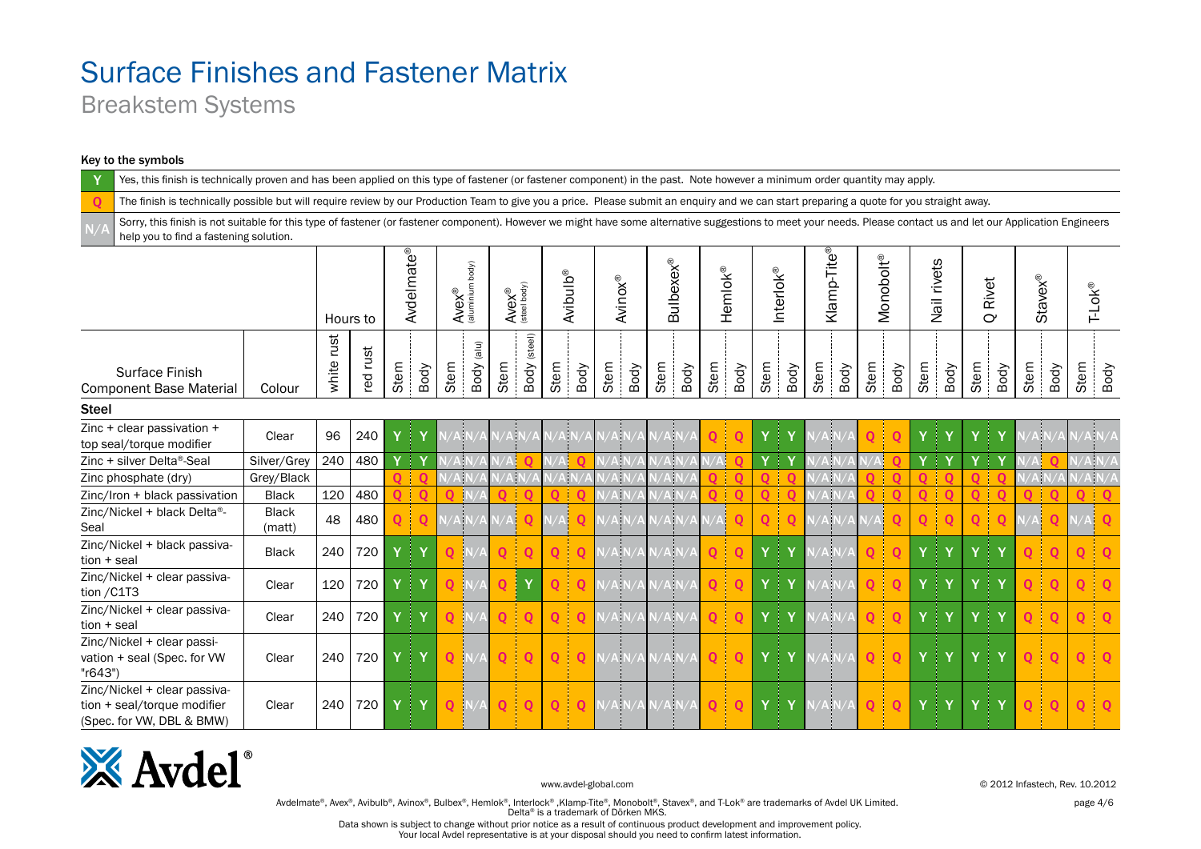# Surface Finishes and Fastener Matrix

## Breakstem Systems

**Key to the symbols**

| Symbol | Meaning |
|---|---|
| Y | Yes, this finish is technically proven and has been applied on this type of fastener (or fastener component) in the past. Note however a minimum order quantity may apply. |
| Q | The finish is technically possible but will require review by our Production Team to give you a price. Please submit an enquiry and we can start preparing a quote for you straight away. |
| N/A | Sorry, this finish is not suitable for this type of fastener (or fastener component). However we might have some alternative suggestions to meet your needs. Please contact us and let our Application Engineers help you to find a fastening solution. |

| Surface Finish Component Base Material | Colour | Hours to white rust | Hours to red rust | Avdelmate® Stem | Avdelmate® Body | Avex® (aluminium body) Stem | Avex® (aluminium body) Body (alu) | Avex® (steel body) Stem | Avex® (steel body) Body (steel) | Avibulb® Stem | Avibulb® Body | Avinox® Stem | Avinox® Body | Bulbex® Stem | Bulbex® Body | Hemlok® Stem | Hemlok® Body | Interlok® Stem | Interlok® Body | Klamp-Tite® Stem | Klamp-Tite® Body | Monobolt® Stem | Monobolt® Body | Nail rivets Stem | Nail rivets Body | Q Rivet Stem | Q Rivet Body | Stavex® Stem | Stavex® Body | T-Lok® Stem | T-Lok® Body |
|---|---|---|---|---|---|---|---|---|---|---|---|---|---|---|---|---|---|---|---|---|---|---|---|---|---|---|---|---|---|---|---|
| **Steel** | | | | | | | | | | | | | | | | | | | | | | | | | | | | | | | |
| Zinc + clear passivation + top seal/torque modifier | Clear | 96 | 240 | Y | Y | N/A | N/A | N/A | N/A | N/A | N/A | N/A | N/A | N/A | N/A | Q | Q | Y | Y | N/A | N/A | Q | Q | Y | Y | Y | Y | N/A | N/A | N/A | N/A |
| Zinc + silver Delta®-Seal | Silver/Grey | 240 | 480 | Y | Y | N/A | N/A | N/A | Q | N/A | Q | N/A | N/A | N/A | N/A | N/A | Q | Y | Y | N/A | N/A | N/A | Q | Y | Y | Y | Y | N/A | Q | N/A | N/A |
| Zinc phosphate (dry) | Grey/Black | | | Q | Q | N/A | N/A | N/A | N/A | N/A | N/A | N/A | N/A | N/A | N/A | Q | Q | Q | Q | N/A | N/A | Q | Q | Q | Q | Q | Q | N/A | N/A | N/A | N/A |
| Zinc/Iron + black passivation | Black | 120 | 480 | Q | Q | Q | N/A | Q | Q | Q | Q | N/A | N/A | N/A | N/A | Q | Q | Q | Q | N/A | N/A | Q | Q | Q | Q | Q | Q | Q | Q | Q | Q |
| Zinc/Nickel + black Delta®-Seal | Black (matt) | 48 | 480 | Q | Q | N/A | N/A | N/A | Q | N/A | Q | N/A | N/A | N/A | N/A | N/A | Q | Q | Q | N/A | N/A | N/A | Q | Q | Q | Q | Q | N/A | Q | N/A | Q |
| Zinc/Nickel + black passivation + seal | Black | 240 | 720 | Y | Y | Q | N/A | Q | Q | Q | Q | N/A | N/A | N/A | N/A | Q | Q | Y | Y | N/A | N/A | Q | Q | Y | Y | Y | Y | Q | Q | Q | Q |
| Zinc/Nickel + clear passivation /C1T3 | Clear | 120 | 720 | Y | Y | Q | N/A | Q | Y | Q | Q | N/A | N/A | N/A | N/A | Q | Q | Y | Y | N/A | N/A | Q | Q | Y | Y | Y | Y | Q | Q | Q | Q |
| Zinc/Nickel + clear passivation + seal | Clear | 240 | 720 | Y | Y | Q | N/A | Q | Q | Q | Q | N/A | N/A | N/A | N/A | Q | Q | Y | Y | N/A | N/A | Q | Q | Y | Y | Y | Y | Q | Q | Q | Q |
| Zinc/Nickel + clear passivation + seal (Spec. for VW "r643") | Clear | 240 | 720 | Y | Y | Q | N/A | Q | Q | Q | Q | N/A | N/A | N/A | N/A | Q | Q | Y | Y | N/A | N/A | Q | Q | Y | Y | Y | Y | Q | Q | Q | Q |
| Zinc/Nickel + clear passivation + seal/torque modifier (Spec. for VW, DBL & BMW) | Clear | 240 | 720 | Y | Y | Q | N/A | Q | Q | Q | Q | N/A | N/A | N/A | N/A | Q | Q | Y | Y | N/A | N/A | Q | Q | Y | Y | Y | Y | Q | Q | Q | Q |

www.avdel-global.com

© 2012 Infastech, Rev. 10.2012

Avdelmate®, Avex®, Avibulb®, Avinox®, Bulbex®, Hemlok®, Interlock®, Klamp-Tite®, Monobolt®, Stavex®, and T-Lok® are trademarks of Avdel UK Limited.
Delta® is a trademark of Dörken MKS.

Data shown is subject to change without prior notice as a result of continuous product development and improvement policy.
Your local Avdel representative is at your disposal should you need to confirm latest information.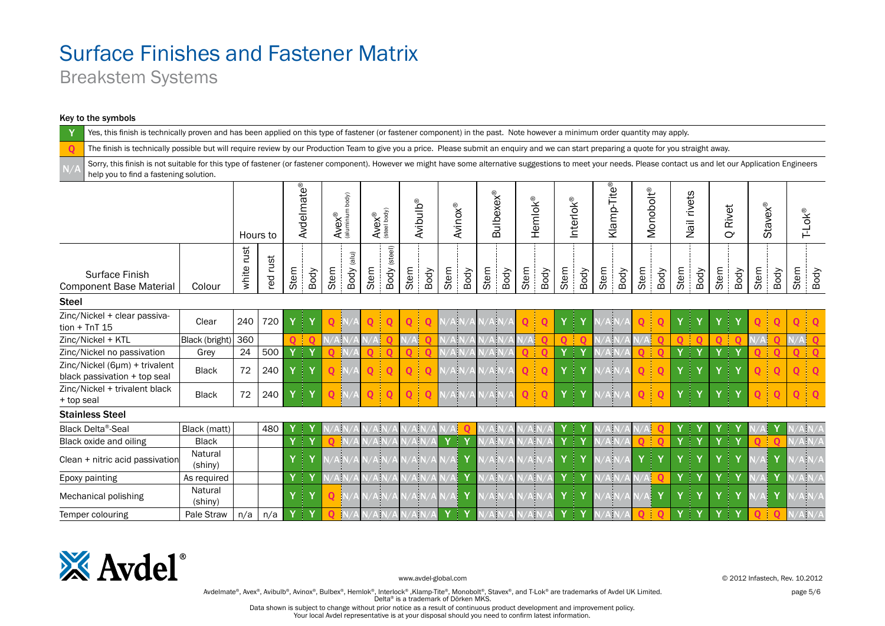# Surface Finishes and Fastener Matrix

## Breakstem Systems

**Key to the symbols**

| Symbol | Meaning |
|---|---|
| Y | Yes, this finish is technically proven and has been applied on this type of fastener (or fastener component) in the past. Note however a minimum order quantity may apply. |
| Q | The finish is technically possible but will require review by our Production Team to give you a price. Please submit an enquiry and we can start preparing a quote for you straight away. |
| N/A | Sorry, this finish is not suitable for this type of fastener (or fastener component). However we might have some alternative suggestions to meet your needs. Please contact us and let our Application Engineers help you to find a fastening solution. |

| | | Hours to | | Avdelmate® | | Avex® (aluminium body) | | Avex® (steel body) | | Avibulb® | | Avinox® | | Bulbexex® | | Hemlok® | | Interlok® | | Klamp-Tite® | | Monobolt® | | Nail rivets | | Q Rivet | | Stavex® | | T-Lok® | |
|---|---|---|---|---|---|---|---|---|---|---|---|---|---|---|---|---|---|---|---|---|---|---|---|---|---|---|---|---|---|---|---|
| Surface Finish Component Base Material | Colour | white rust | red rust | Stem | Body | Stem | Body (alu) | Stem | Body (steel) | Stem | Body | Stem | Body | Stem | Body | Stem | Body | Stem | Body | Stem | Body | Stem | Body | Stem | Body | Stem | Body | Stem | Body | Stem | Body |
| **Steel** | | | | | | | | | | | | | | | | | | | | | | | | | | | | | | | |
| Zinc/Nickel + clear passivation + TnT 15 | Clear | 240 | 720 | Y | Y | Q | N/A | Q | Q | Q | Q | N/A | N/A | N/A | N/A | Q | Q | Y | Y | N/A | N/A | Q | Q | Y | Y | Y | Y | Q | Q | Q | Q |
| Zinc/Nickel + KTL | Black (bright) | 360 | | Q | Q | N/A | N/A | N/A | Q | N/A | Q | N/A | N/A | N/A | N/A | N/A | Q | Q | Q | N/A | N/A | N/A | Q | Q | Q | Q | Q | N/A | Q | N/A | Q |
| Zinc/Nickel no passivation | Grey | 24 | 500 | Y | Y | Q | N/A | Q | Q | Q | Q | N/A | N/A | N/A | N/A | Q | Q | Y | Y | N/A | N/A | Q | Q | Y | Y | Y | Y | Q | Q | Q | Q |
| Zinc/Nickel (6µm) + trivalent black passivation + top seal | Black | 72 | 240 | Y | Y | Q | N/A | Q | Q | Q | Q | N/A | N/A | N/A | N/A | Q | Q | Y | Y | N/A | N/A | Q | Q | Y | Y | Y | Y | Q | Q | Q | Q |
| Zinc/Nickel + trivalent black + top seal | Black | 72 | 240 | Y | Y | Q | N/A | Q | Q | Q | Q | N/A | N/A | N/A | N/A | Q | Q | Y | Y | N/A | N/A | Q | Q | Y | Y | Y | Y | Q | Q | Q | Q |
| **Stainless Steel** | | | | | | | | | | | | | | | | | | | | | | | | | | | | | | | |
| Black Delta®-Seal | Black (matt) | | 480 | Y | Y | N/A | N/A | N/A | N/A | N/A | N/A | N/A | Q | N/A | N/A | N/A | N/A | Y | Y | N/A | N/A | N/A | Q | Y | Y | Y | Y | N/A | Y | N/A | N/A |
| Black oxide and oiling | Black | | | Y | Y | Q | N/A | N/A | N/A | N/A | N/A | Y | Y | N/A | N/A | N/A | N/A | Y | Y | N/A | N/A | Q | Q | Y | Y | Y | Y | Q | Q | N/A | N/A |
| Clean + nitric acid passivation | Natural (shiny) | | | Y | Y | N/A | N/A | N/A | N/A | N/A | N/A | N/A | Y | N/A | N/A | N/A | N/A | Y | Y | N/A | N/A | Y | Y | Y | Y | Y | Y | N/A | Y | N/A | N/A |
| Epoxy painting | As required | | | Y | Y | N/A | N/A | N/A | N/A | N/A | N/A | N/A | Y | N/A | N/A | N/A | N/A | Y | Y | N/A | N/A | N/A | Q | Y | Y | Y | Y | N/A | Y | N/A | N/A |
| Mechanical polishing | Natural (shiny) | | | Y | Y | Q | N/A | N/A | N/A | N/A | N/A | N/A | Y | N/A | N/A | N/A | N/A | Y | Y | N/A | N/A | N/A | Y | Y | Y | Y | Y | N/A | Y | N/A | N/A |
| Temper colouring | Pale Straw | n/a | n/a | Y | Y | Q | N/A | N/A | N/A | N/A | N/A | Y | Y | N/A | N/A | N/A | N/A | Y | Y | N/A | N/A | Q | Q | Y | Y | Y | Y | Q | Q | N/A | N/A |

www.avdel-global.com

© 2012 Infastech, Rev. 10.2012

Avdelmate®, Avex®, Avibulb®, Avinox®, Bulbex®, Hemlok®, Interlock® ,Klamp-Tite®, Monobolt®, Stavex®, and T-Lok® are trademarks of Avdel UK Limited.
Delta® is a trademark of Dörken MKS.

Data shown is subject to change without prior notice as a result of continuous product development and improvement policy.
Your local Avdel representative is at your disposal should you need to confirm latest information.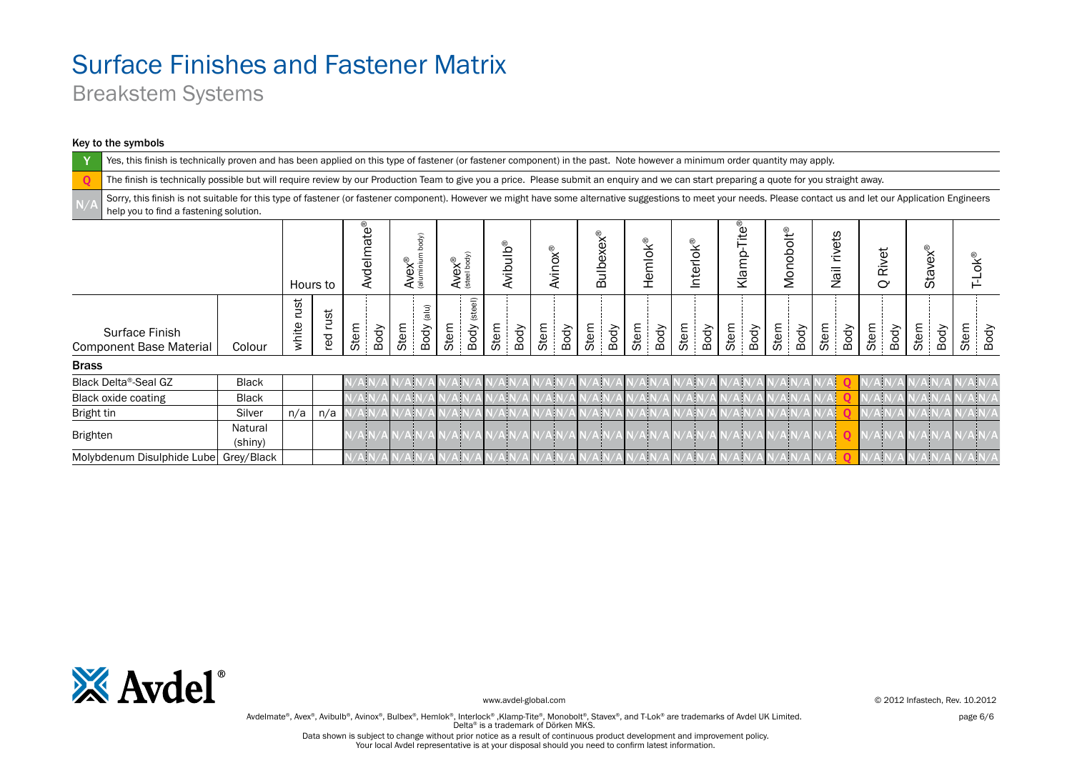# Surface Finishes and Fastener Matrix

## Breakstem Systems

**Key to the symbols**

| | |
|---|---|
| **Y** | Yes, this finish is technically proven and has been applied on this type of fastener (or fastener component) in the past. Note however a minimum order quantity may apply. |
| **Q** | The finish is technically possible but will require review by our Production Team to give you a price. Please submit an enquiry and we can start preparing a quote for you straight away. |
| **N/A** | Sorry, this finish is not suitable for this type of fastener (or fastener component). However we might have some alternative suggestions to meet your needs. Please contact us and let our Application Engineers help you to find a fastening solution. |

| | | Hours to | | Avdelmate® | | Avex® (aluminum body) | | Avex® (steel body) | | Avibulb® | | Avinox® | | Bulbexex® | | Hemlok® | | Interlok® | | Klamp-Tite® | | Monobolt® | | Nail rivets | | Q Rivet | | Stavex® | | T-Lok® | |
|---|---|---|---|---|---|---|---|---|---|---|---|---|---|---|---|---|---|---|---|---|---|---|---|---|---|---|---|---|---|---|---|
| Surface Finish / Component Base Material | Colour | white rust | red rust | Stem | Body | Stem | Body (alu) | Stem | Body (steel) | Stem | Body | Stem | Body | Stem | Body | Stem | Body | Stem | Body | Stem | Body | Stem | Body | Stem | Body | Stem | Body | Stem | Body | Stem | Body |
| **Brass** | | | | | | | | | | | | | | | | | | | | | | | | | | | | | | | |
| Black Delta®-Seal GZ | Black | | | N/A | N/A | N/A | N/A | N/A | N/A | N/A | N/A | N/A | N/A | N/A | N/A | N/A | N/A | N/A | N/A | N/A | N/A | N/A | N/A | N/A | Q | N/A | N/A | N/A | N/A | N/A | N/A |
| Black oxide coating | Black | | | N/A | N/A | N/A | N/A | N/A | N/A | N/A | N/A | N/A | N/A | N/A | N/A | N/A | N/A | N/A | N/A | N/A | N/A | N/A | N/A | N/A | Q | N/A | N/A | N/A | N/A | N/A | N/A |
| Bright tin | Silver | n/a | n/a | N/A | N/A | N/A | N/A | N/A | N/A | N/A | N/A | N/A | N/A | N/A | N/A | N/A | N/A | N/A | N/A | N/A | N/A | N/A | N/A | N/A | Q | N/A | N/A | N/A | N/A | N/A | N/A |
| Brighten | Natural (shiny) | | | N/A | N/A | N/A | N/A | N/A | N/A | N/A | N/A | N/A | N/A | N/A | N/A | N/A | N/A | N/A | N/A | N/A | N/A | N/A | N/A | N/A | Q | N/A | N/A | N/A | N/A | N/A | N/A |
| Molybdenum Disulphide Lube | Grey/Black | | | N/A | N/A | N/A | N/A | N/A | N/A | N/A | N/A | N/A | N/A | N/A | N/A | N/A | N/A | N/A | N/A | N/A | N/A | N/A | N/A | N/A | Q | N/A | N/A | N/A | N/A | N/A | N/A |

www.avdel-global.com

© 2012 Infastech, Rev. 10.2012

Avdelmate®, Avex®, Avibulb®, Avinox®, Bulbex®, Hemlok®, Interlock®, Klamp-Tite®, Monobolt®, Stavex®, and T-Lok® are trademarks of Avdel UK Limited.
Delta® is a trademark of Dörken MKS.

Data shown is subject to change without prior notice as a result of continuous product development and improvement policy.
Your local Avdel representative is at your disposal should you need to confirm latest information.